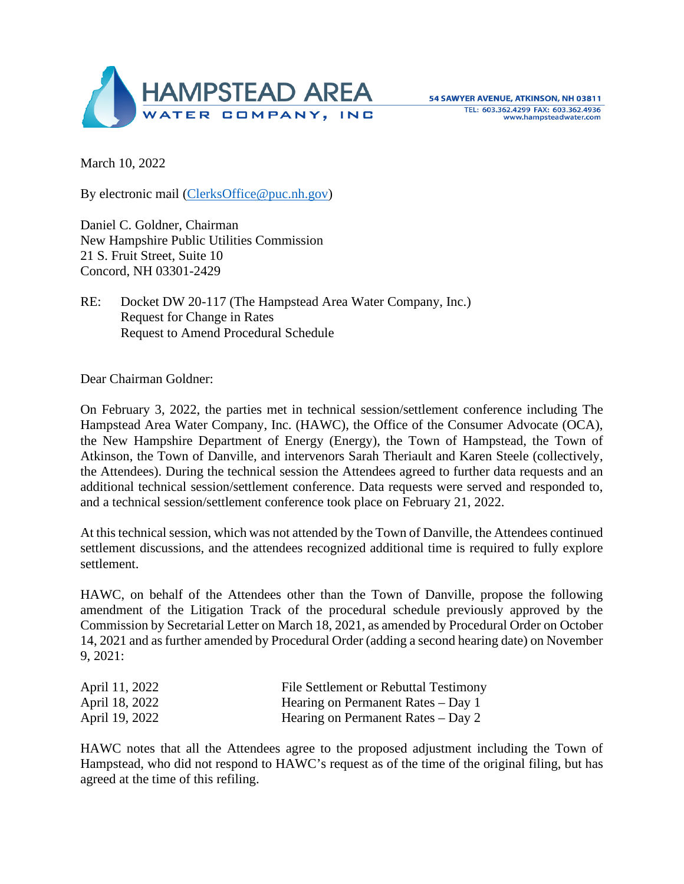**HAMPSTEAD AREA WATER COMPANY, INC**

54 SAWYER AVENUE, ATKINSON, NH 03811
TEL: 603.362.4299 FAX: 603.362.4936
www.hampsteadwater.com

March 10, 2022

By electronic mail (ClerksOffice@puc.nh.gov)

Daniel C. Goldner, Chairman
New Hampshire Public Utilities Commission
21 S. Fruit Street, Suite 10
Concord, NH 03301-2429

RE: Docket DW 20-117 (The Hampstead Area Water Company, Inc.)
Request for Change in Rates
Request to Amend Procedural Schedule

Dear Chairman Goldner:

On February 3, 2022, the parties met in technical session/settlement conference including The Hampstead Area Water Company, Inc. (HAWC), the Office of the Consumer Advocate (OCA), the New Hampshire Department of Energy (Energy), the Town of Hampstead, the Town of Atkinson, the Town of Danville, and intervenors Sarah Theriault and Karen Steele (collectively, the Attendees). During the technical session the Attendees agreed to further data requests and an additional technical session/settlement conference. Data requests were served and responded to, and a technical session/settlement conference took place on February 21, 2022.

At this technical session, which was not attended by the Town of Danville, the Attendees continued settlement discussions, and the attendees recognized additional time is required to fully explore settlement.

HAWC, on behalf of the Attendees other than the Town of Danville, propose the following amendment of the Litigation Track of the procedural schedule previously approved by the Commission by Secretarial Letter on March 18, 2021, as amended by Procedural Order on October 14, 2021 and as further amended by Procedural Order (adding a second hearing date) on November 9, 2021:

| | |
|---|---|
| April 11, 2022 | File Settlement or Rebuttal Testimony |
| April 18, 2022 | Hearing on Permanent Rates – Day 1 |
| April 19, 2022 | Hearing on Permanent Rates – Day 2 |

HAWC notes that all the Attendees agree to the proposed adjustment including the Town of Hampstead, who did not respond to HAWC's request as of the time of the original filing, but has agreed at the time of this refiling.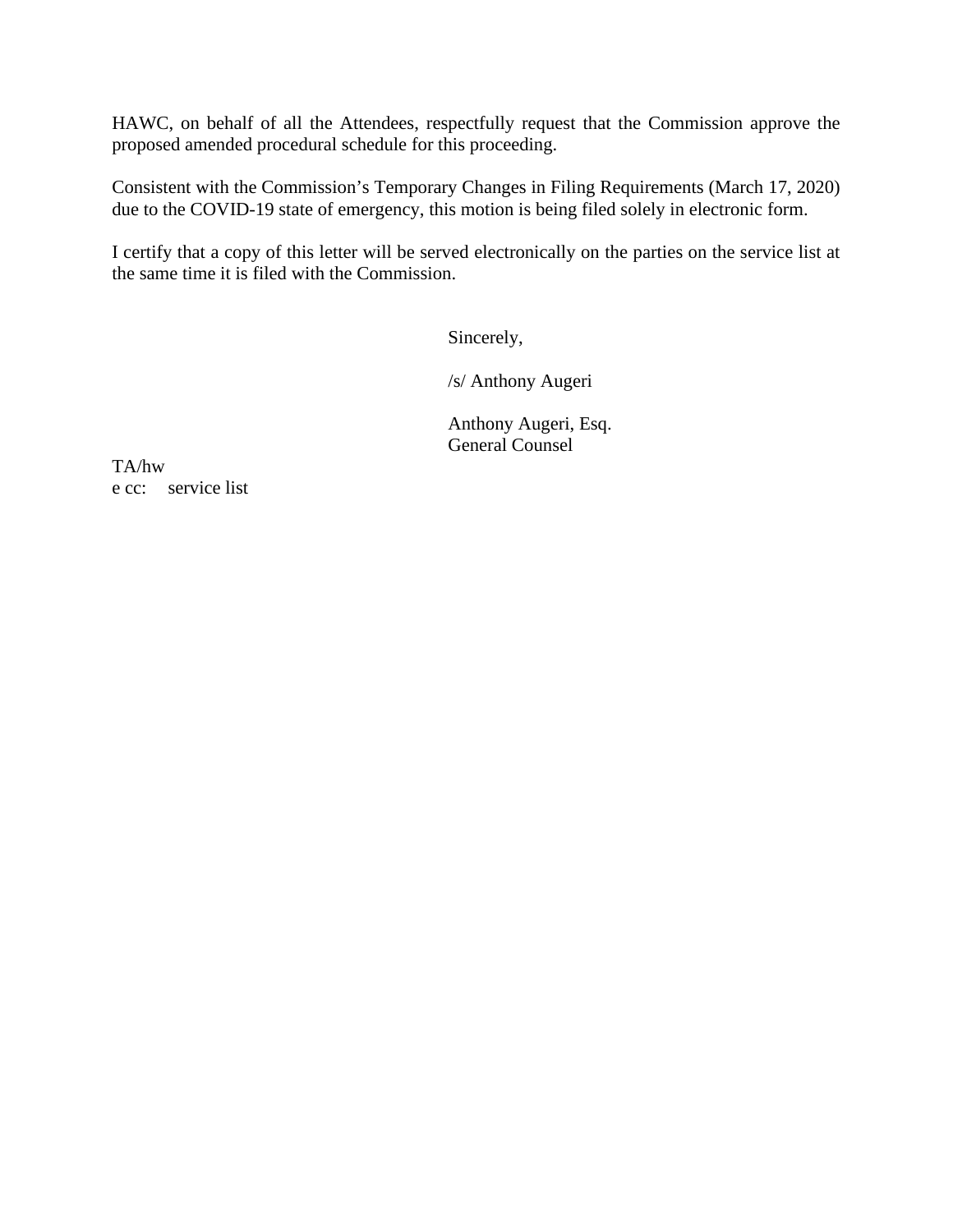HAWC, on behalf of all the Attendees, respectfully request that the Commission approve the proposed amended procedural schedule for this proceeding.

Consistent with the Commission's Temporary Changes in Filing Requirements (March 17, 2020) due to the COVID-19 state of emergency, this motion is being filed solely in electronic form.

I certify that a copy of this letter will be served electronically on the parties on the service list at the same time it is filed with the Commission.

Sincerely,

/s/ Anthony Augeri

Anthony Augeri, Esq.
General Counsel

TA/hw
e cc: service list